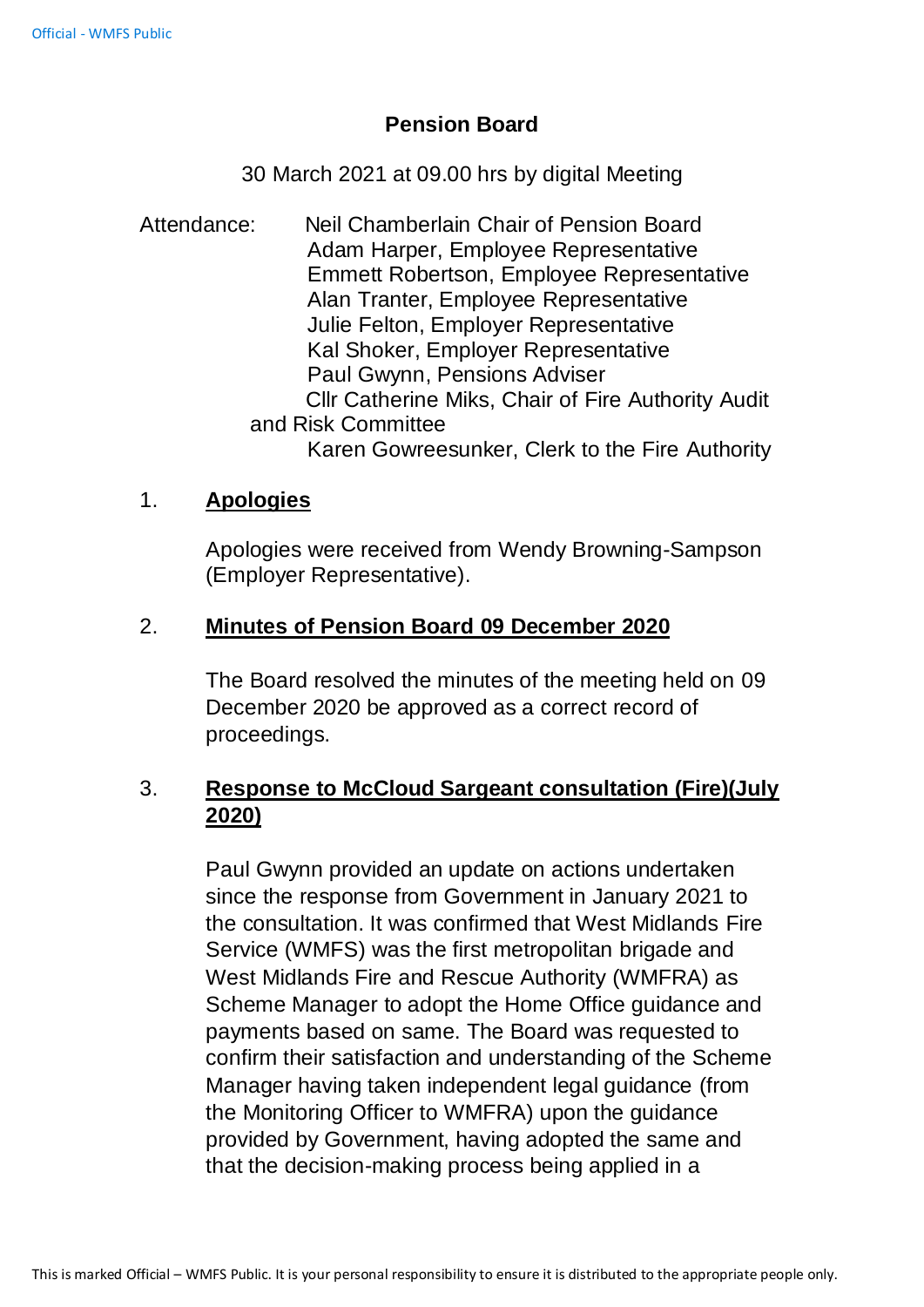# Pension Board

30 March 2021 at 09.00 hrs by digital Meeting

Attendance:
Neil Chamberlain Chair of Pension Board
Adam Harper, Employee Representative
Emmett Robertson, Employee Representative
Alan Tranter, Employee Representative
Julie Felton, Employer Representative
Kal Shoker, Employer Representative
Paul Gwynn, Pensions Adviser
Cllr Catherine Miks, Chair of Fire Authority Audit and Risk Committee
Karen Gowreesunker, Clerk to the Fire Authority

## 1. Apologies

Apologies were received from Wendy Browning-Sampson (Employer Representative).

## 2. Minutes of Pension Board 09 December 2020

The Board resolved the minutes of the meeting held on 09 December 2020 be approved as a correct record of proceedings.

## 3. Response to McCloud Sargeant consultation (Fire)(July 2020)

Paul Gwynn provided an update on actions undertaken since the response from Government in January 2021 to the consultation. It was confirmed that West Midlands Fire Service (WMFS) was the first metropolitan brigade and West Midlands Fire and Rescue Authority (WMFRA) as Scheme Manager to adopt the Home Office guidance and payments based on same. The Board was requested to confirm their satisfaction and understanding of the Scheme Manager having taken independent legal guidance (from the Monitoring Officer to WMFRA) upon the guidance provided by Government, having adopted the same and that the decision-making process being applied in a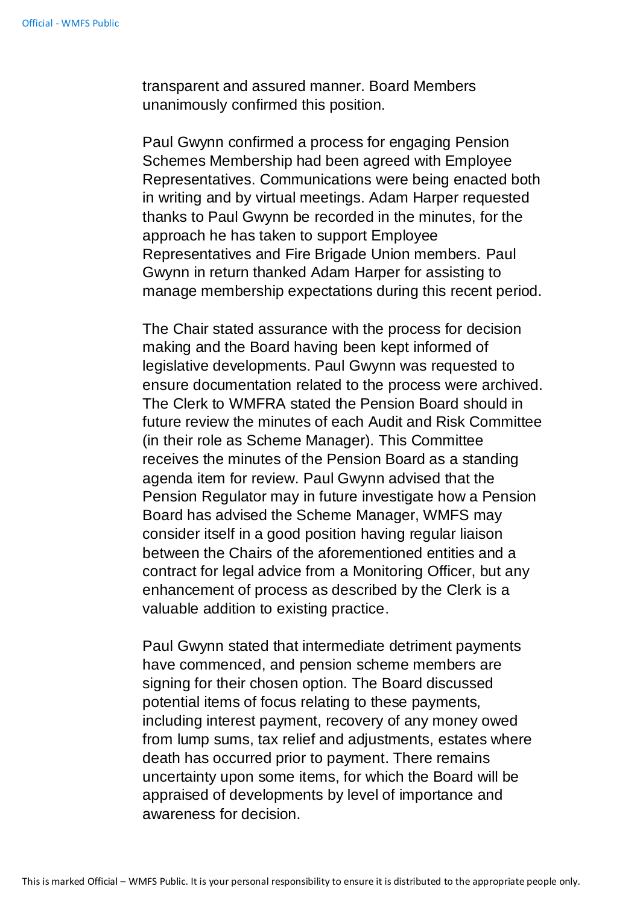transparent and assured manner. Board Members unanimously confirmed this position.

Paul Gwynn confirmed a process for engaging Pension Schemes Membership had been agreed with Employee Representatives. Communications were being enacted both in writing and by virtual meetings. Adam Harper requested thanks to Paul Gwynn be recorded in the minutes, for the approach he has taken to support Employee Representatives and Fire Brigade Union members. Paul Gwynn in return thanked Adam Harper for assisting to manage membership expectations during this recent period.

The Chair stated assurance with the process for decision making and the Board having been kept informed of legislative developments. Paul Gwynn was requested to ensure documentation related to the process were archived. The Clerk to WMFRA stated the Pension Board should in future review the minutes of each Audit and Risk Committee (in their role as Scheme Manager). This Committee receives the minutes of the Pension Board as a standing agenda item for review. Paul Gwynn advised that the Pension Regulator may in future investigate how a Pension Board has advised the Scheme Manager, WMFS may consider itself in a good position having regular liaison between the Chairs of the aforementioned entities and a contract for legal advice from a Monitoring Officer, but any enhancement of process as described by the Clerk is a valuable addition to existing practice.

Paul Gwynn stated that intermediate detriment payments have commenced, and pension scheme members are signing for their chosen option. The Board discussed potential items of focus relating to these payments, including interest payment, recovery of any money owed from lump sums, tax relief and adjustments, estates where death has occurred prior to payment. There remains uncertainty upon some items, for which the Board will be appraised of developments by level of importance and awareness for decision.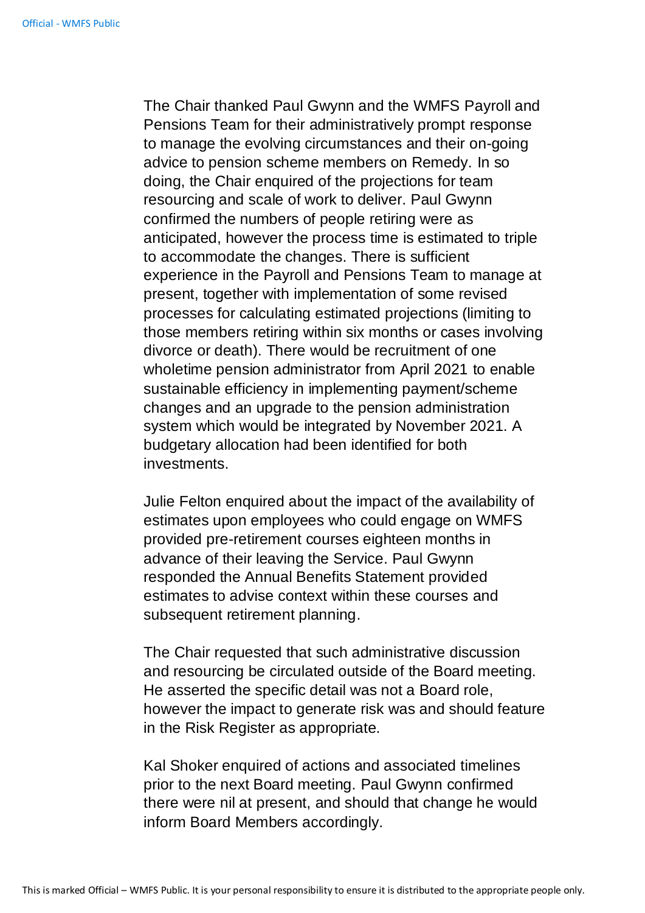The Chair thanked Paul Gwynn and the WMFS Payroll and Pensions Team for their administratively prompt response to manage the evolving circumstances and their on-going advice to pension scheme members on Remedy. In so doing, the Chair enquired of the projections for team resourcing and scale of work to deliver. Paul Gwynn confirmed the numbers of people retiring were as anticipated, however the process time is estimated to triple to accommodate the changes. There is sufficient experience in the Payroll and Pensions Team to manage at present, together with implementation of some revised processes for calculating estimated projections (limiting to those members retiring within six months or cases involving divorce or death). There would be recruitment of one wholetime pension administrator from April 2021 to enable sustainable efficiency in implementing payment/scheme changes and an upgrade to the pension administration system which would be integrated by November 2021. A budgetary allocation had been identified for both investments.

Julie Felton enquired about the impact of the availability of estimates upon employees who could engage on WMFS provided pre-retirement courses eighteen months in advance of their leaving the Service. Paul Gwynn responded the Annual Benefits Statement provided estimates to advise context within these courses and subsequent retirement planning.

The Chair requested that such administrative discussion and resourcing be circulated outside of the Board meeting. He asserted the specific detail was not a Board role, however the impact to generate risk was and should feature in the Risk Register as appropriate.

Kal Shoker enquired of actions and associated timelines prior to the next Board meeting. Paul Gwynn confirmed there were nil at present, and should that change he would inform Board Members accordingly.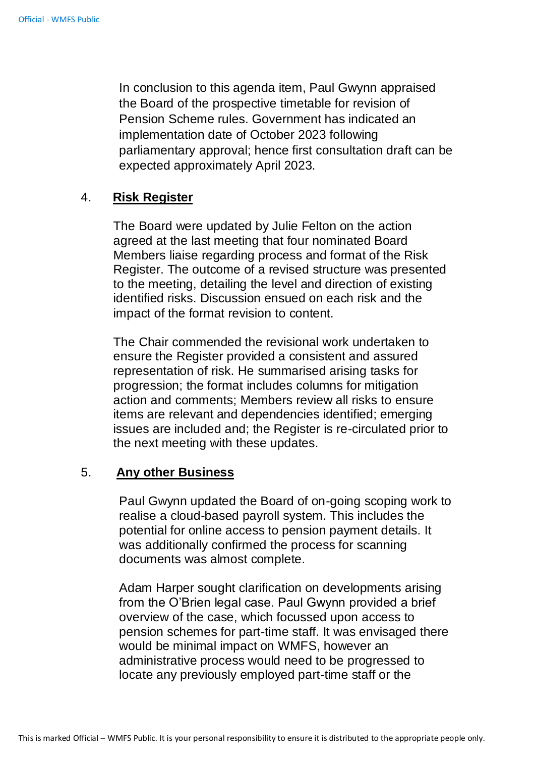In conclusion to this agenda item, Paul Gwynn appraised the Board of the prospective timetable for revision of Pension Scheme rules. Government has indicated an implementation date of October 2023 following parliamentary approval; hence first consultation draft can be expected approximately April 2023.

## 4. Risk Register

The Board were updated by Julie Felton on the action agreed at the last meeting that four nominated Board Members liaise regarding process and format of the Risk Register. The outcome of a revised structure was presented to the meeting, detailing the level and direction of existing identified risks. Discussion ensued on each risk and the impact of the format revision to content.

The Chair commended the revisional work undertaken to ensure the Register provided a consistent and assured representation of risk. He summarised arising tasks for progression; the format includes columns for mitigation action and comments; Members review all risks to ensure items are relevant and dependencies identified; emerging issues are included and; the Register is re-circulated prior to the next meeting with these updates.

## 5. Any other Business

Paul Gwynn updated the Board of on-going scoping work to realise a cloud-based payroll system. This includes the potential for online access to pension payment details. It was additionally confirmed the process for scanning documents was almost complete.

Adam Harper sought clarification on developments arising from the O'Brien legal case. Paul Gwynn provided a brief overview of the case, which focussed upon access to pension schemes for part-time staff. It was envisaged there would be minimal impact on WMFS, however an administrative process would need to be progressed to locate any previously employed part-time staff or the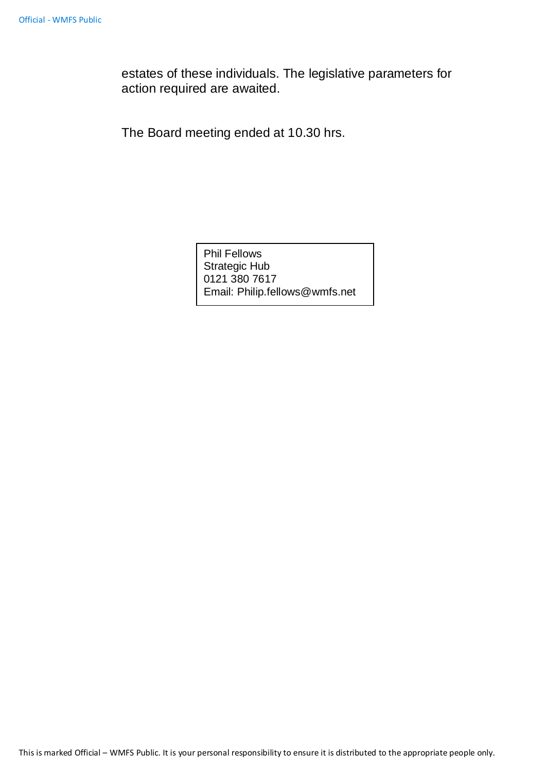estates of these individuals. The legislative parameters for action required are awaited.

The Board meeting ended at 10.30 hrs.

Phil Fellows
Strategic Hub
0121 380 7617
Email: Philip.fellows@wmfs.net